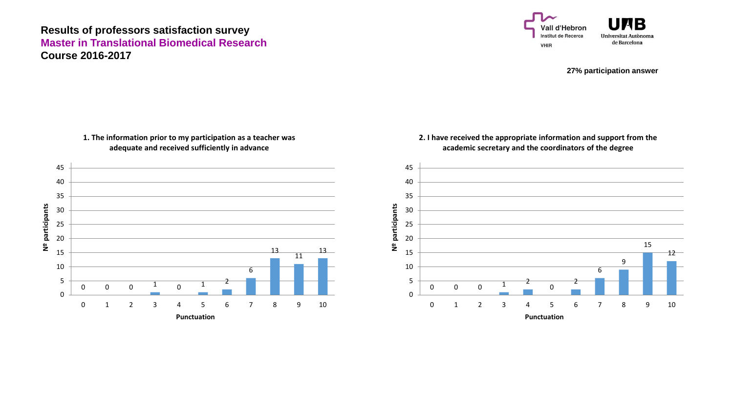# Results of professors satisfaction survey

## Master in Translational Biomedical Research

## Course 2016-2017

Vall d'Hebron Institut de Recerca VHIR

UAB Universitat Autònoma de Barcelona

**27% participation answer**

**1. The information prior to my participation as a teacher was adequate and received sufficiently in advance**

Nº participants

45
40
35
30
25
20
15
10
5
0

0 1 2 3 4 5 6 7 8 9 10

0 0 0 1 0 1 2 6 13 11 13

Punctuation

**2. I have received the appropriate information and support from the academic secretary and the coordinators of the degree**

Nº participants

45
40
35
30
25
20
15
10
5
0

0 1 2 3 4 5 6 7 8 9 10

0 0 0 1 2 0 2 6 9 15 12

Punctuation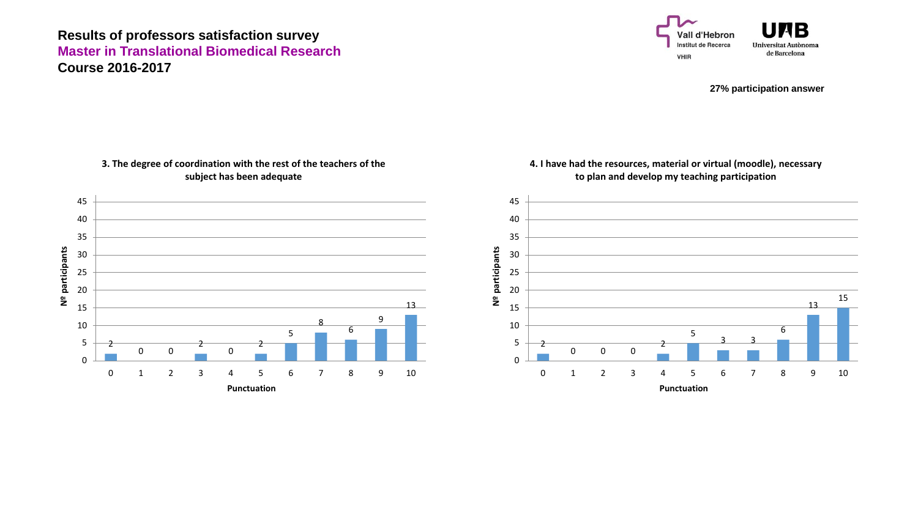**Results of professors satisfaction survey**
**Master in Translational Biomedical Research**
**Course 2016-2017**

Vall d'Hebron Institut de Recerca VHIR

UAB Universitat Autònoma de Barcelona

**27% participation answer**

**3. The degree of coordination with the rest of the teachers of the subject has been adequate**

Nº participants

45
40
35
30
25
20
15
10
5
0

2 0 0 2 0 2 5 8 6 9 13

0 1 2 3 4 5 6 7 8 9 10

**Punctuation**

**4. I have had the resources, material or virtual (moodle), necessary to plan and develop my teaching participation**

Nº participants

45
40
35
30
25
20
15
10
5
0

2 0 0 0 2 5 3 3 6 13 15

0 1 2 3 4 5 6 7 8 9 10

**Punctuation**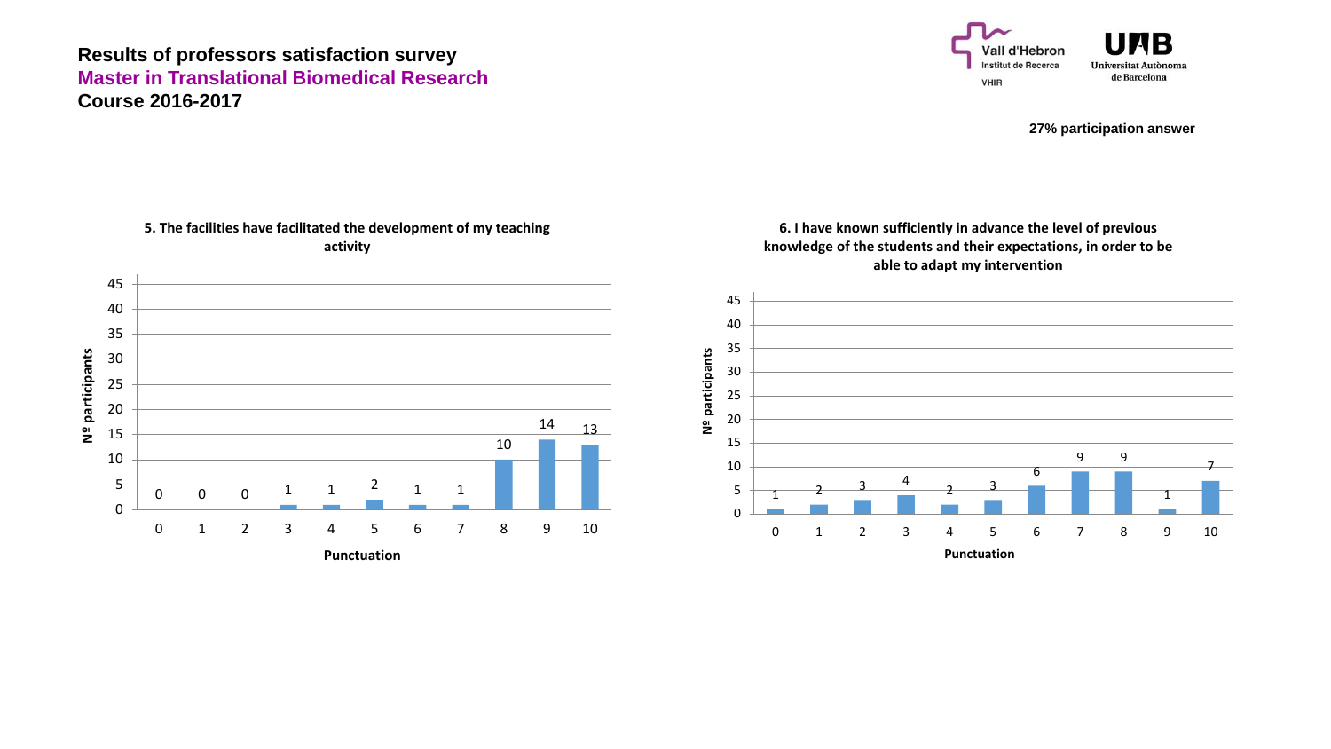**Results of professors satisfaction survey**
**Master in Translational Biomedical Research**
**Course 2016-2017**

Vall d'Hebron Institut de Recerca VHIR

UAB Universitat Autònoma de Barcelona

**27% participation answer**

**5. The facilities have facilitated the development of my teaching activity**

Nº participants

45
40
35
30
25
20
15
10
5
0

0 0 0 1 1 2 1 1 10 14 13

0 1 2 3 4 5 6 7 8 9 10

**Punctuation**

**6. I have known sufficiently in advance the level of previous knowledge of the students and their expectations, in order to be able to adapt my intervention**

Nº participants

45
40
35
30
25
20
15
10
5
0

1 2 3 4 2 3 6 9 9 1 7

0 1 2 3 4 5 6 7 8 9 10

**Punctuation**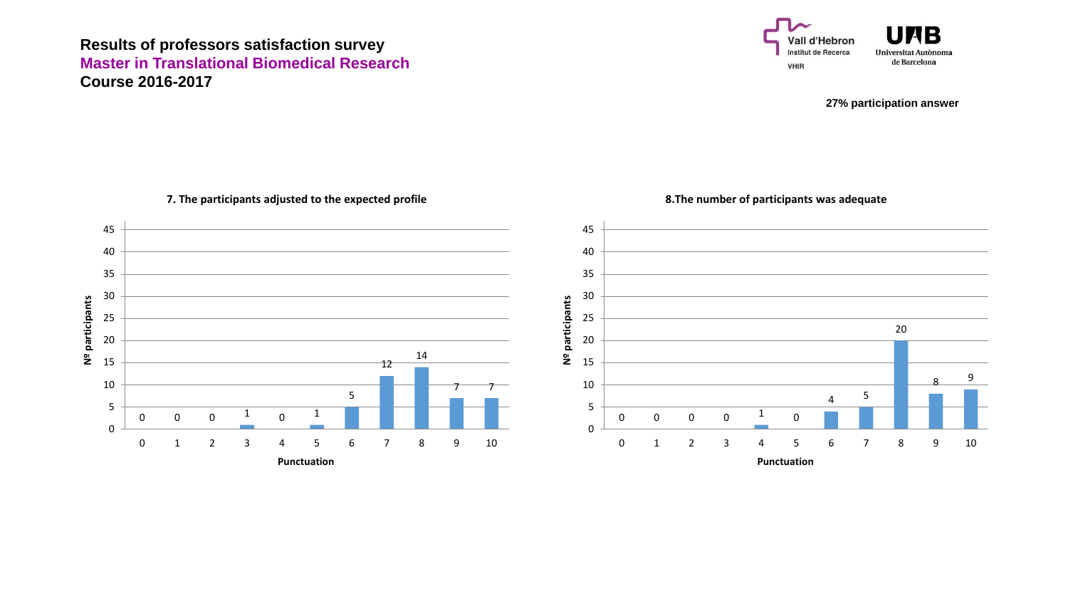# Results of professors satisfaction survey

## Master in Translational Biomedical Research

**Course 2016-2017**

Vall d'Hebron Institut de Recerca VHIR

UAB Universitat Autònoma de Barcelona

**27% participation answer**

**7. The participants adjusted to the expected profile**

Nº participants

45
40
35
30
25
20
15
10
5
0

0 0 0 1 0 1 5 12 14 7 7

0 1 2 3 4 5 6 7 8 9 10

Punctuation

**8.The number of participants was adequate**

Nº participants

45
40
35
30
25
20
15
10
5
0

0 0 0 0 1 0 4 5 20 8 9

0 1 2 3 4 5 6 7 8 9 10

Punctuation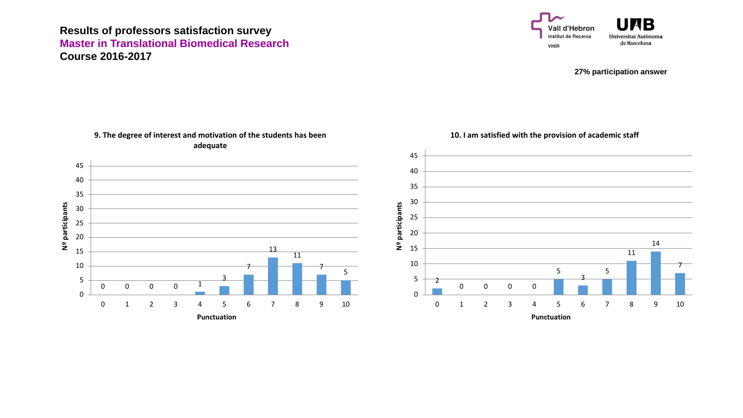**Results of professors satisfaction survey**
**Master in Translational Biomedical Research**
**Course 2016-2017**

Vall d'Hebron Institut de Recerca VHIR

UAB Universitat Autònoma de Barcelona

**27% participation answer**

**9. The degree of interest and motivation of the students has been adequate**

Nº participants

45
40
35
30
25
20
15
10
5
0

0 0 0 0 1 3 7 13 11 7 5

0 1 2 3 4 5 6 7 8 9 10

**Punctuation**

**10. I am satisfied with the provision of academic staff**

Nº participants

45
40
35
30
25
20
15
10
5
0

2 0 0 0 0 5 3 5 11 14 7

0 1 2 3 4 5 6 7 8 9 10

**Punctuation**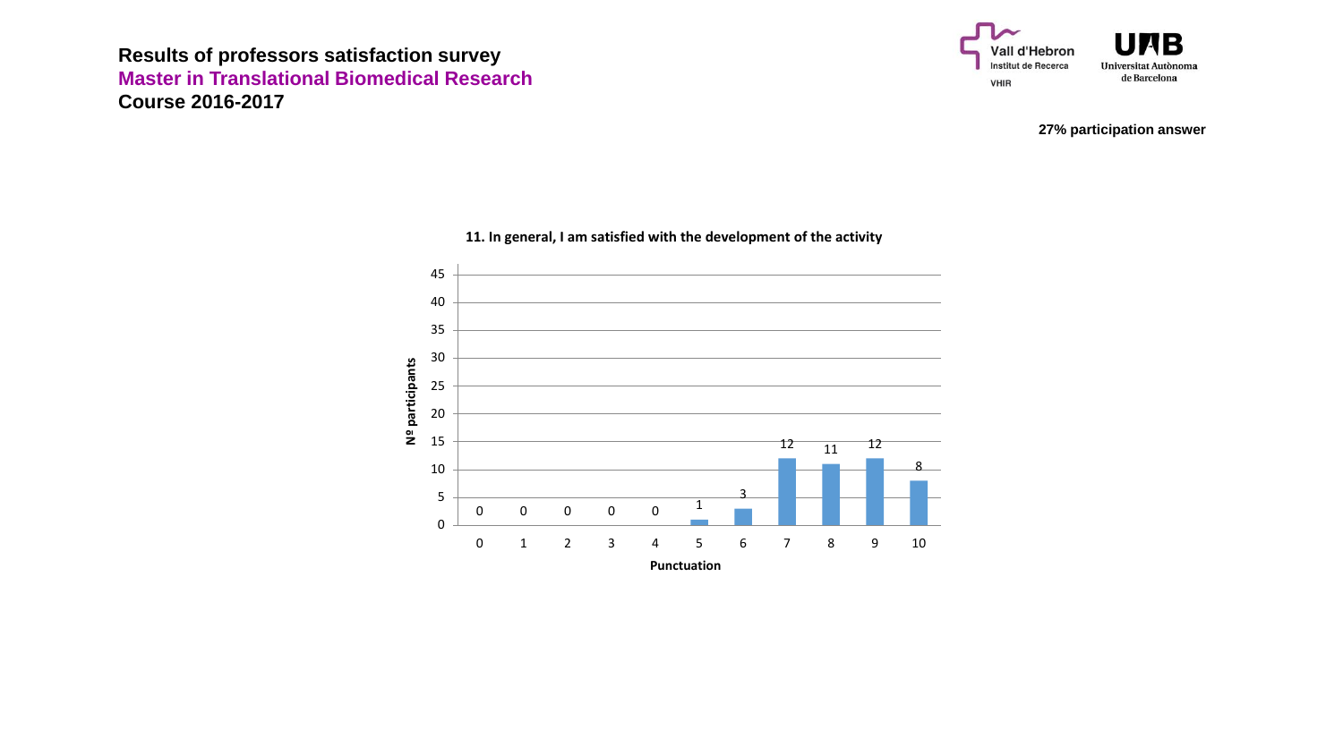**Results of professors satisfaction survey**
**Master in Translational Biomedical Research**
**Course 2016-2017**

Vall d'Hebron Institut de Recerca VHIR

UAB Universitat Autònoma de Barcelona

**27% participation answer**

**11. In general, I am satisfied with the development of the activity**

Nº participants

45
40
35
30
25
20
15
10
5
0

0 0 0 0 0 1 3 12 11 12 8

0 1 2 3 4 5 6 7 8 9 10

**Punctuation**